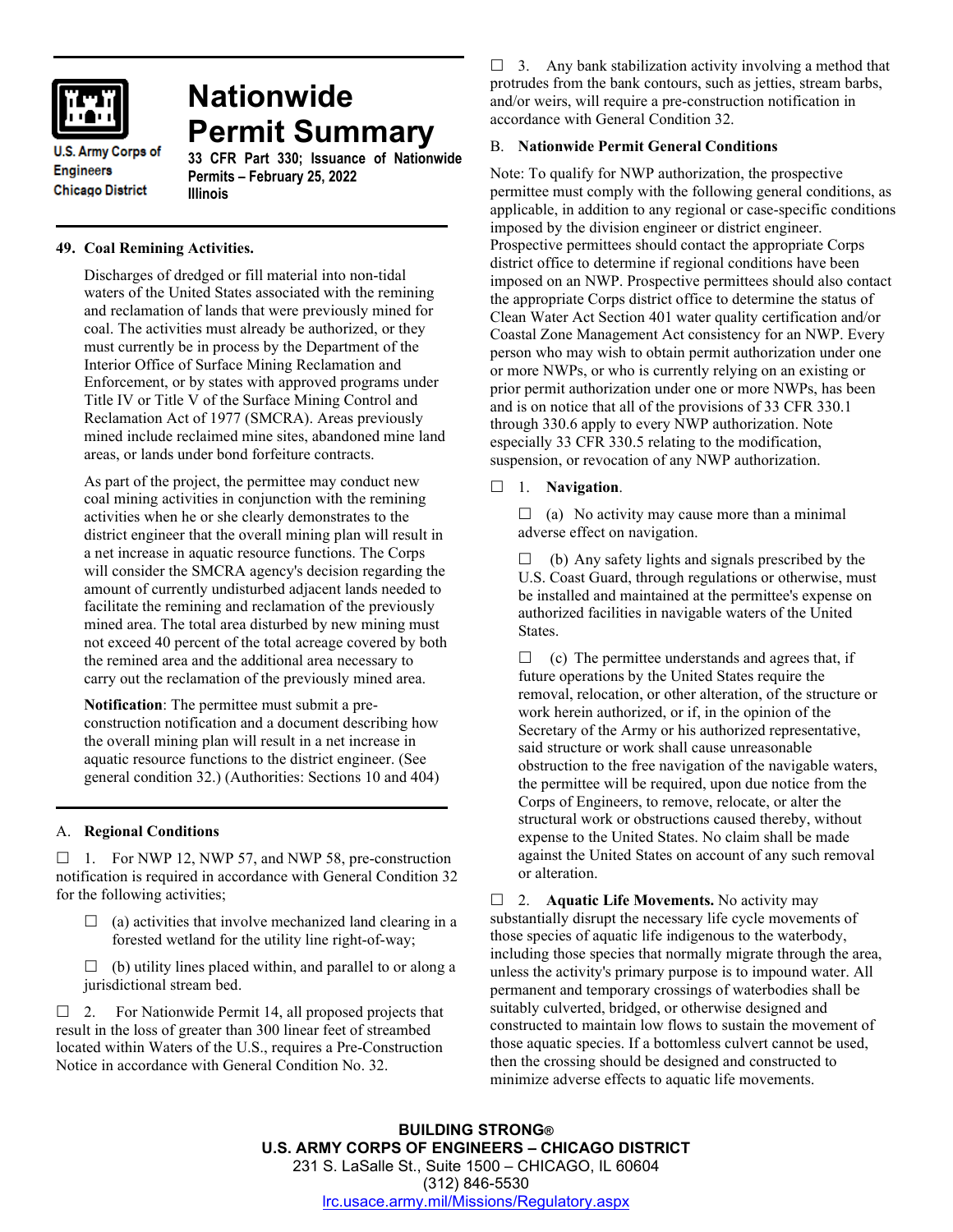# Nationwide Permit Summary

U.S. Army Corps of Engineers
Chicago District

**33 CFR Part 330; Issuance of Nationwide Permits – February 25, 2022**
**Illinois**

## 49. Coal Remining Activities.

Discharges of dredged or fill material into non-tidal waters of the United States associated with the remining and reclamation of lands that were previously mined for coal. The activities must already be authorized, or they must currently be in process by the Department of the Interior Office of Surface Mining Reclamation and Enforcement, or by states with approved programs under Title IV or Title V of the Surface Mining Control and Reclamation Act of 1977 (SMCRA). Areas previously mined include reclaimed mine sites, abandoned mine land areas, or lands under bond forfeiture contracts.

As part of the project, the permittee may conduct new coal mining activities in conjunction with the remining activities when he or she clearly demonstrates to the district engineer that the overall mining plan will result in a net increase in aquatic resource functions. The Corps will consider the SMCRA agency's decision regarding the amount of currently undisturbed adjacent lands needed to facilitate the remining and reclamation of the previously mined area. The total area disturbed by new mining must not exceed 40 percent of the total acreage covered by both the remined area and the additional area necessary to carry out the reclamation of the previously mined area.

**Notification**: The permittee must submit a pre-construction notification and a document describing how the overall mining plan will result in a net increase in aquatic resource functions to the district engineer. (See general condition 32.) (Authorities: Sections 10 and 404)

## A. Regional Conditions

☐ 1. For NWP 12, NWP 57, and NWP 58, pre-construction notification is required in accordance with General Condition 32 for the following activities;

☐ (a) activities that involve mechanized land clearing in a forested wetland for the utility line right-of-way;

☐ (b) utility lines placed within, and parallel to or along a jurisdictional stream bed.

☐ 2. For Nationwide Permit 14, all proposed projects that result in the loss of greater than 300 linear feet of streambed located within Waters of the U.S., requires a Pre-Construction Notice in accordance with General Condition No. 32.

☐ 3. Any bank stabilization activity involving a method that protrudes from the bank contours, such as jetties, stream barbs, and/or weirs, will require a pre-construction notification in accordance with General Condition 32.

## B. Nationwide Permit General Conditions

Note: To qualify for NWP authorization, the prospective permittee must comply with the following general conditions, as applicable, in addition to any regional or case-specific conditions imposed by the division engineer or district engineer. Prospective permittees should contact the appropriate Corps district office to determine if regional conditions have been imposed on an NWP. Prospective permittees should also contact the appropriate Corps district office to determine the status of Clean Water Act Section 401 water quality certification and/or Coastal Zone Management Act consistency for an NWP. Every person who may wish to obtain permit authorization under one or more NWPs, or who is currently relying on an existing or prior permit authorization under one or more NWPs, has been and is on notice that all of the provisions of 33 CFR 330.1 through 330.6 apply to every NWP authorization. Note especially 33 CFR 330.5 relating to the modification, suspension, or revocation of any NWP authorization.

☐ 1. **Navigation**.

☐ (a) No activity may cause more than a minimal adverse effect on navigation.

☐ (b) Any safety lights and signals prescribed by the U.S. Coast Guard, through regulations or otherwise, must be installed and maintained at the permittee's expense on authorized facilities in navigable waters of the United States.

☐ (c) The permittee understands and agrees that, if future operations by the United States require the removal, relocation, or other alteration, of the structure or work herein authorized, or if, in the opinion of the Secretary of the Army or his authorized representative, said structure or work shall cause unreasonable obstruction to the free navigation of the navigable waters, the permittee will be required, upon due notice from the Corps of Engineers, to remove, relocate, or alter the structural work or obstructions caused thereby, without expense to the United States. No claim shall be made against the United States on account of any such removal or alteration.

☐ 2. **Aquatic Life Movements.** No activity may substantially disrupt the necessary life cycle movements of those species of aquatic life indigenous to the waterbody, including those species that normally migrate through the area, unless the activity's primary purpose is to impound water. All permanent and temporary crossings of waterbodies shall be suitably culverted, bridged, or otherwise designed and constructed to maintain low flows to sustain the movement of those aquatic species. If a bottomless culvert cannot be used, then the crossing should be designed and constructed to minimize adverse effects to aquatic life movements.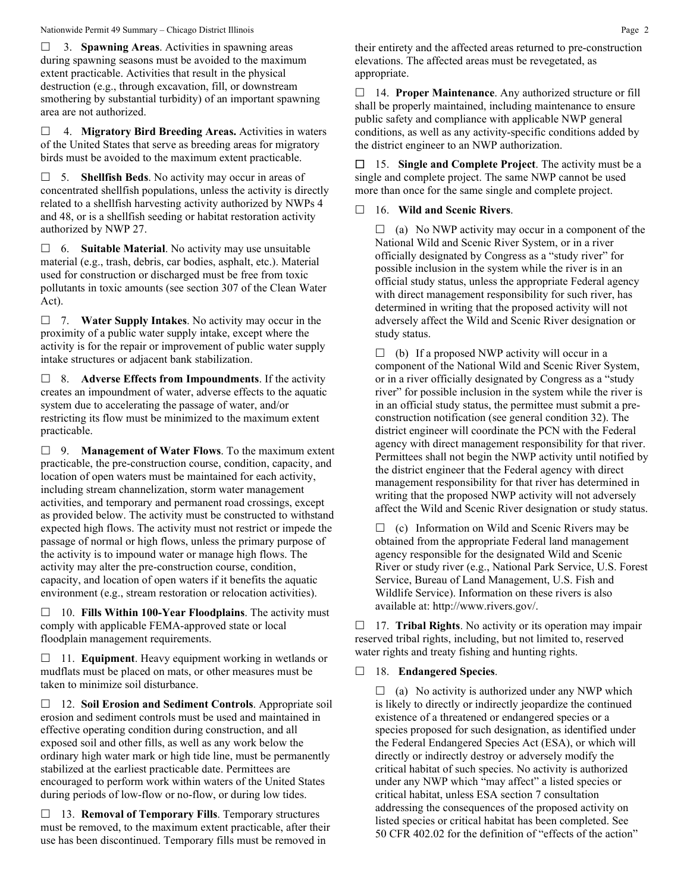☐ 3. **Spawning Areas**. Activities in spawning areas during spawning seasons must be avoided to the maximum extent practicable. Activities that result in the physical destruction (e.g., through excavation, fill, or downstream smothering by substantial turbidity) of an important spawning area are not authorized.

☐ 4. **Migratory Bird Breeding Areas.** Activities in waters of the United States that serve as breeding areas for migratory birds must be avoided to the maximum extent practicable.

☐ 5. **Shellfish Beds**. No activity may occur in areas of concentrated shellfish populations, unless the activity is directly related to a shellfish harvesting activity authorized by NWPs 4 and 48, or is a shellfish seeding or habitat restoration activity authorized by NWP 27.

☐ 6. **Suitable Material**. No activity may use unsuitable material (e.g., trash, debris, car bodies, asphalt, etc.). Material used for construction or discharged must be free from toxic pollutants in toxic amounts (see section 307 of the Clean Water Act).

☐ 7. **Water Supply Intakes**. No activity may occur in the proximity of a public water supply intake, except where the activity is for the repair or improvement of public water supply intake structures or adjacent bank stabilization.

☐ 8. **Adverse Effects from Impoundments**. If the activity creates an impoundment of water, adverse effects to the aquatic system due to accelerating the passage of water, and/or restricting its flow must be minimized to the maximum extent practicable.

☐ 9. **Management of Water Flows**. To the maximum extent practicable, the pre-construction course, condition, capacity, and location of open waters must be maintained for each activity, including stream channelization, storm water management activities, and temporary and permanent road crossings, except as provided below. The activity must be constructed to withstand expected high flows. The activity must not restrict or impede the passage of normal or high flows, unless the primary purpose of the activity is to impound water or manage high flows. The activity may alter the pre-construction course, condition, capacity, and location of open waters if it benefits the aquatic environment (e.g., stream restoration or relocation activities).

☐ 10. **Fills Within 100-Year Floodplains**. The activity must comply with applicable FEMA-approved state or local floodplain management requirements.

☐ 11. **Equipment**. Heavy equipment working in wetlands or mudflats must be placed on mats, or other measures must be taken to minimize soil disturbance.

☐ 12. **Soil Erosion and Sediment Controls**. Appropriate soil erosion and sediment controls must be used and maintained in effective operating condition during construction, and all exposed soil and other fills, as well as any work below the ordinary high water mark or high tide line, must be permanently stabilized at the earliest practicable date. Permittees are encouraged to perform work within waters of the United States during periods of low-flow or no-flow, or during low tides.

☐ 13. **Removal of Temporary Fills**. Temporary structures must be removed, to the maximum extent practicable, after their use has been discontinued. Temporary fills must be removed in their entirety and the affected areas returned to pre-construction elevations. The affected areas must be revegetated, as appropriate.

☐ 14. **Proper Maintenance**. Any authorized structure or fill shall be properly maintained, including maintenance to ensure public safety and compliance with applicable NWP general conditions, as well as any activity-specific conditions added by the district engineer to an NWP authorization.

☐ 15. **Single and Complete Project**. The activity must be a single and complete project. The same NWP cannot be used more than once for the same single and complete project.

☐ 16. **Wild and Scenic Rivers**.

☐ (a) No NWP activity may occur in a component of the National Wild and Scenic River System, or in a river officially designated by Congress as a "study river" for possible inclusion in the system while the river is in an official study status, unless the appropriate Federal agency with direct management responsibility for such river, has determined in writing that the proposed activity will not adversely affect the Wild and Scenic River designation or study status.

☐ (b) If a proposed NWP activity will occur in a component of the National Wild and Scenic River System, or in a river officially designated by Congress as a "study river" for possible inclusion in the system while the river is in an official study status, the permittee must submit a pre-construction notification (see general condition 32). The district engineer will coordinate the PCN with the Federal agency with direct management responsibility for that river. Permittees shall not begin the NWP activity until notified by the district engineer that the Federal agency with direct management responsibility for that river has determined in writing that the proposed NWP activity will not adversely affect the Wild and Scenic River designation or study status.

☐ (c) Information on Wild and Scenic Rivers may be obtained from the appropriate Federal land management agency responsible for the designated Wild and Scenic River or study river (e.g., National Park Service, U.S. Forest Service, Bureau of Land Management, U.S. Fish and Wildlife Service). Information on these rivers is also available at: http://www.rivers.gov/.

☐ 17. **Tribal Rights**. No activity or its operation may impair reserved tribal rights, including, but not limited to, reserved water rights and treaty fishing and hunting rights.

☐ 18. **Endangered Species**.

☐ (a) No activity is authorized under any NWP which is likely to directly or indirectly jeopardize the continued existence of a threatened or endangered species or a species proposed for such designation, as identified under the Federal Endangered Species Act (ESA), or which will directly or indirectly destroy or adversely modify the critical habitat of such species. No activity is authorized under any NWP which "may affect" a listed species or critical habitat, unless ESA section 7 consultation addressing the consequences of the proposed activity on listed species or critical habitat has been completed. See 50 CFR 402.02 for the definition of "effects of the action"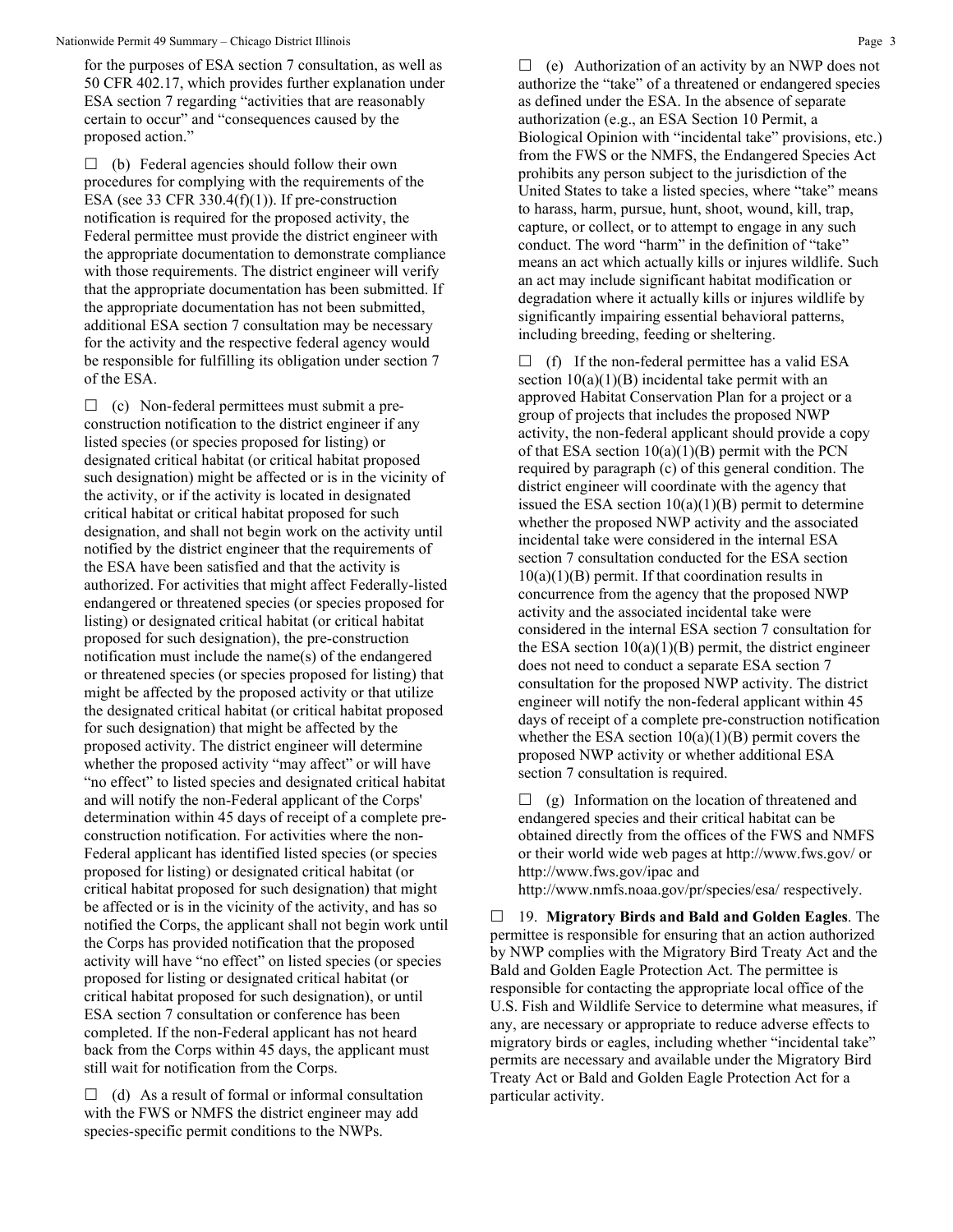for the purposes of ESA section 7 consultation, as well as 50 CFR 402.17, which provides further explanation under ESA section 7 regarding "activities that are reasonably certain to occur" and "consequences caused by the proposed action."

☐ (b) Federal agencies should follow their own procedures for complying with the requirements of the ESA (see 33 CFR 330.4(f)(1)). If pre-construction notification is required for the proposed activity, the Federal permittee must provide the district engineer with the appropriate documentation to demonstrate compliance with those requirements. The district engineer will verify that the appropriate documentation has been submitted. If the appropriate documentation has not been submitted, additional ESA section 7 consultation may be necessary for the activity and the respective federal agency would be responsible for fulfilling its obligation under section 7 of the ESA.

☐ (c) Non-federal permittees must submit a pre-construction notification to the district engineer if any listed species (or species proposed for listing) or designated critical habitat (or critical habitat proposed such designation) might be affected or is in the vicinity of the activity, or if the activity is located in designated critical habitat or critical habitat proposed for such designation, and shall not begin work on the activity until notified by the district engineer that the requirements of the ESA have been satisfied and that the activity is authorized. For activities that might affect Federally-listed endangered or threatened species (or species proposed for listing) or designated critical habitat (or critical habitat proposed for such designation), the pre-construction notification must include the name(s) of the endangered or threatened species (or species proposed for listing) that might be affected by the proposed activity or that utilize the designated critical habitat (or critical habitat proposed for such designation) that might be affected by the proposed activity. The district engineer will determine whether the proposed activity "may affect" or will have "no effect" to listed species and designated critical habitat and will notify the non-Federal applicant of the Corps' determination within 45 days of receipt of a complete pre-construction notification. For activities where the non-Federal applicant has identified listed species (or species proposed for listing) or designated critical habitat (or critical habitat proposed for such designation) that might be affected or is in the vicinity of the activity, and has so notified the Corps, the applicant shall not begin work until the Corps has provided notification that the proposed activity will have "no effect" on listed species (or species proposed for listing or designated critical habitat (or critical habitat proposed for such designation), or until ESA section 7 consultation or conference has been completed. If the non-Federal applicant has not heard back from the Corps within 45 days, the applicant must still wait for notification from the Corps.

☐ (d) As a result of formal or informal consultation with the FWS or NMFS the district engineer may add species-specific permit conditions to the NWPs.

☐ (e) Authorization of an activity by an NWP does not authorize the "take" of a threatened or endangered species as defined under the ESA. In the absence of separate authorization (e.g., an ESA Section 10 Permit, a Biological Opinion with "incidental take" provisions, etc.) from the FWS or the NMFS, the Endangered Species Act prohibits any person subject to the jurisdiction of the United States to take a listed species, where "take" means to harass, harm, pursue, hunt, shoot, wound, kill, trap, capture, or collect, or to attempt to engage in any such conduct. The word "harm" in the definition of "take" means an act which actually kills or injures wildlife. Such an act may include significant habitat modification or degradation where it actually kills or injures wildlife by significantly impairing essential behavioral patterns, including breeding, feeding or sheltering.

☐ (f) If the non-federal permittee has a valid ESA section 10(a)(1)(B) incidental take permit with an approved Habitat Conservation Plan for a project or a group of projects that includes the proposed NWP activity, the non-federal applicant should provide a copy of that ESA section 10(a)(1)(B) permit with the PCN required by paragraph (c) of this general condition. The district engineer will coordinate with the agency that issued the ESA section 10(a)(1)(B) permit to determine whether the proposed NWP activity and the associated incidental take were considered in the internal ESA section 7 consultation conducted for the ESA section 10(a)(1)(B) permit. If that coordination results in concurrence from the agency that the proposed NWP activity and the associated incidental take were considered in the internal ESA section 7 consultation for the ESA section 10(a)(1)(B) permit, the district engineer does not need to conduct a separate ESA section 7 consultation for the proposed NWP activity. The district engineer will notify the non-federal applicant within 45 days of receipt of a complete pre-construction notification whether the ESA section 10(a)(1)(B) permit covers the proposed NWP activity or whether additional ESA section 7 consultation is required.

☐ (g) Information on the location of threatened and endangered species and their critical habitat can be obtained directly from the offices of the FWS and NMFS or their world wide web pages at http://www.fws.gov/ or http://www.fws.gov/ipac and http://www.nmfs.noaa.gov/pr/species/esa/ respectively.

☐ 19. **Migratory Birds and Bald and Golden Eagles**. The permittee is responsible for ensuring that an action authorized by NWP complies with the Migratory Bird Treaty Act and the Bald and Golden Eagle Protection Act. The permittee is responsible for contacting the appropriate local office of the U.S. Fish and Wildlife Service to determine what measures, if any, are necessary or appropriate to reduce adverse effects to migratory birds or eagles, including whether "incidental take" permits are necessary and available under the Migratory Bird Treaty Act or Bald and Golden Eagle Protection Act for a particular activity.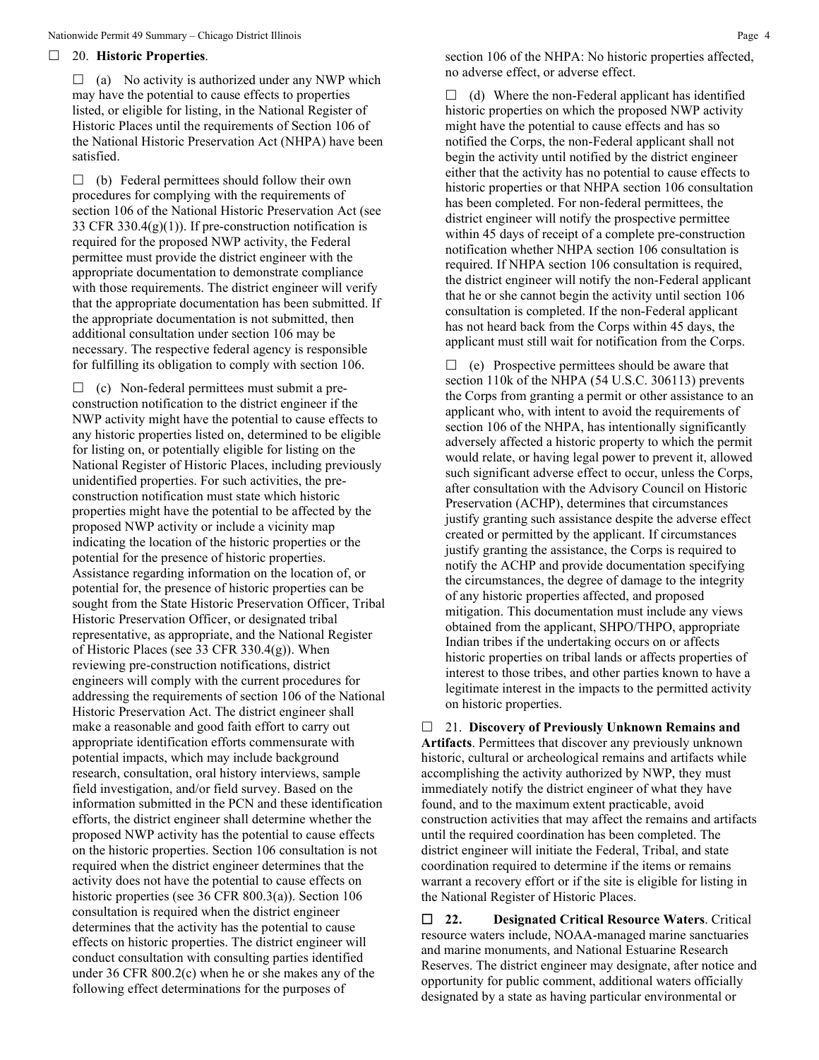☐ 20. **Historic Properties**.

☐ (a) No activity is authorized under any NWP which may have the potential to cause effects to properties listed, or eligible for listing, in the National Register of Historic Places until the requirements of Section 106 of the National Historic Preservation Act (NHPA) have been satisfied.

☐ (b) Federal permittees should follow their own procedures for complying with the requirements of section 106 of the National Historic Preservation Act (see 33 CFR 330.4(g)(1)). If pre-construction notification is required for the proposed NWP activity, the Federal permittee must provide the district engineer with the appropriate documentation to demonstrate compliance with those requirements. The district engineer will verify that the appropriate documentation has been submitted. If the appropriate documentation is not submitted, then additional consultation under section 106 may be necessary. The respective federal agency is responsible for fulfilling its obligation to comply with section 106.

☐ (c) Non-federal permittees must submit a pre-construction notification to the district engineer if the NWP activity might have the potential to cause effects to any historic properties listed on, determined to be eligible for listing on, or potentially eligible for listing on the National Register of Historic Places, including previously unidentified properties. For such activities, the pre-construction notification must state which historic properties might have the potential to be affected by the proposed NWP activity or include a vicinity map indicating the location of the historic properties or the potential for the presence of historic properties. Assistance regarding information on the location of, or potential for, the presence of historic properties can be sought from the State Historic Preservation Officer, Tribal Historic Preservation Officer, or designated tribal representative, as appropriate, and the National Register of Historic Places (see 33 CFR 330.4(g)). When reviewing pre-construction notifications, district engineers will comply with the current procedures for addressing the requirements of section 106 of the National Historic Preservation Act. The district engineer shall make a reasonable and good faith effort to carry out appropriate identification efforts commensurate with potential impacts, which may include background research, consultation, oral history interviews, sample field investigation, and/or field survey. Based on the information submitted in the PCN and these identification efforts, the district engineer shall determine whether the proposed NWP activity has the potential to cause effects on the historic properties. Section 106 consultation is not required when the district engineer determines that the activity does not have the potential to cause effects on historic properties (see 36 CFR 800.3(a)). Section 106 consultation is required when the district engineer determines that the activity has the potential to cause effects on historic properties. The district engineer will conduct consultation with consulting parties identified under 36 CFR 800.2(c) when he or she makes any of the following effect determinations for the purposes of section 106 of the NHPA: No historic properties affected, no adverse effect, or adverse effect.

☐ (d) Where the non-Federal applicant has identified historic properties on which the proposed NWP activity might have the potential to cause effects and has so notified the Corps, the non-Federal applicant shall not begin the activity until notified by the district engineer either that the activity has no potential to cause effects to historic properties or that NHPA section 106 consultation has been completed. For non-federal permittees, the district engineer will notify the prospective permittee within 45 days of receipt of a complete pre-construction notification whether NHPA section 106 consultation is required. If NHPA section 106 consultation is required, the district engineer will notify the non-Federal applicant that he or she cannot begin the activity until section 106 consultation is completed. If the non-Federal applicant has not heard back from the Corps within 45 days, the applicant must still wait for notification from the Corps.

☐ (e) Prospective permittees should be aware that section 110k of the NHPA (54 U.S.C. 306113) prevents the Corps from granting a permit or other assistance to an applicant who, with intent to avoid the requirements of section 106 of the NHPA, has intentionally significantly adversely affected a historic property to which the permit would relate, or having legal power to prevent it, allowed such significant adverse effect to occur, unless the Corps, after consultation with the Advisory Council on Historic Preservation (ACHP), determines that circumstances justify granting such assistance despite the adverse effect created or permitted by the applicant. If circumstances justify granting the assistance, the Corps is required to notify the ACHP and provide documentation specifying the circumstances, the degree of damage to the integrity of any historic properties affected, and proposed mitigation. This documentation must include any views obtained from the applicant, SHPO/THPO, appropriate Indian tribes if the undertaking occurs on or affects historic properties on tribal lands or affects properties of interest to those tribes, and other parties known to have a legitimate interest in the impacts to the permitted activity on historic properties.

☐ 21. **Discovery of Previously Unknown Remains and Artifacts**. Permittees that discover any previously unknown historic, cultural or archeological remains and artifacts while accomplishing the activity authorized by NWP, they must immediately notify the district engineer of what they have found, and to the maximum extent practicable, avoid construction activities that may affect the remains and artifacts until the required coordination has been completed. The district engineer will initiate the Federal, Tribal, and state coordination required to determine if the items or remains warrant a recovery effort or if the site is eligible for listing in the National Register of Historic Places.

☐ **22. Designated Critical Resource Waters**. Critical resource waters include, NOAA-managed marine sanctuaries and marine monuments, and National Estuarine Research Reserves. The district engineer may designate, after notice and opportunity for public comment, additional waters officially designated by a state as having particular environmental or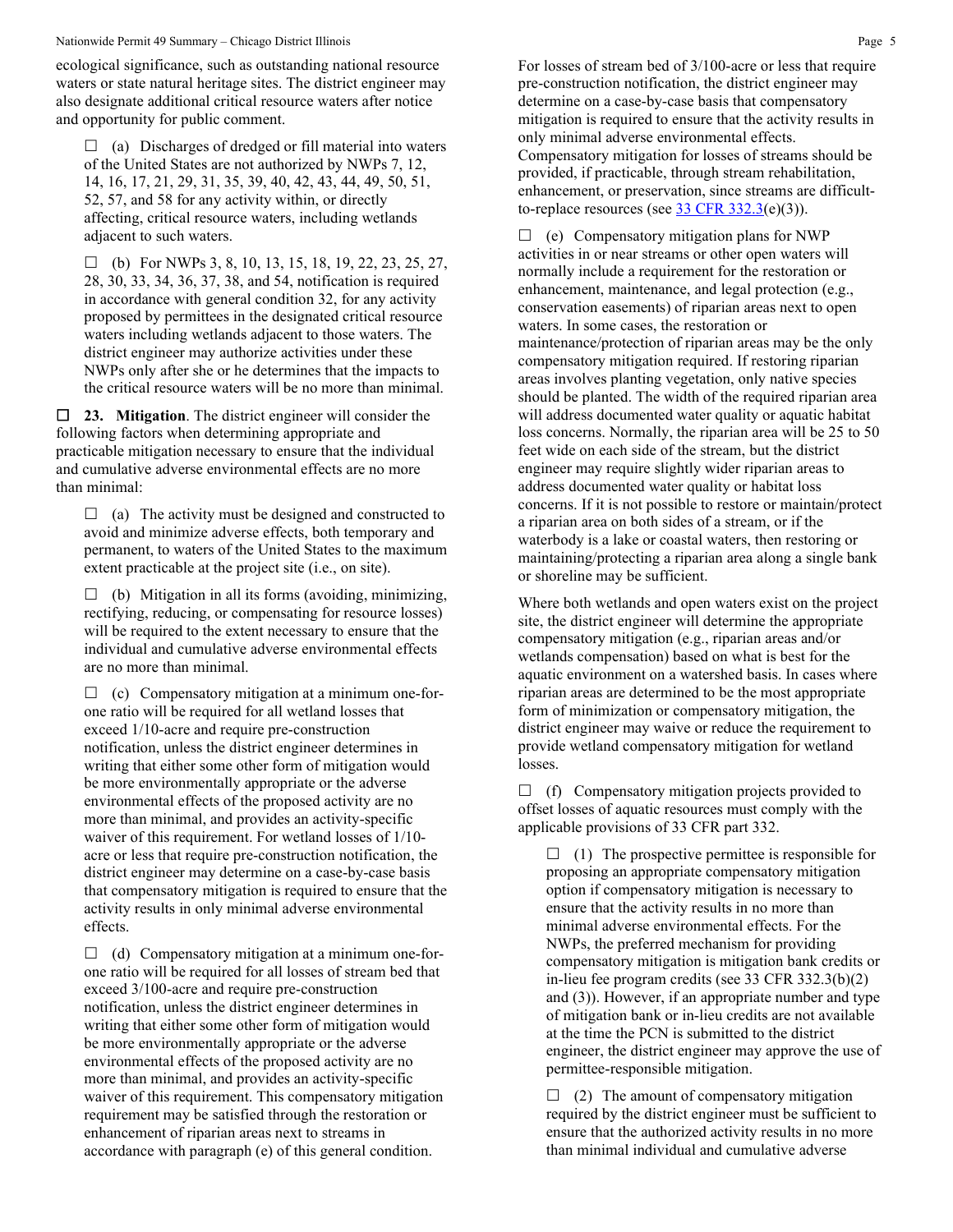ecological significance, such as outstanding national resource waters or state natural heritage sites. The district engineer may also designate additional critical resource waters after notice and opportunity for public comment.

☐ (a) Discharges of dredged or fill material into waters of the United States are not authorized by NWPs 7, 12, 14, 16, 17, 21, 29, 31, 35, 39, 40, 42, 43, 44, 49, 50, 51, 52, 57, and 58 for any activity within, or directly affecting, critical resource waters, including wetlands adjacent to such waters.

☐ (b) For NWPs 3, 8, 10, 13, 15, 18, 19, 22, 23, 25, 27, 28, 30, 33, 34, 36, 37, 38, and 54, notification is required in accordance with general condition 32, for any activity proposed by permittees in the designated critical resource waters including wetlands adjacent to those waters. The district engineer may authorize activities under these NWPs only after she or he determines that the impacts to the critical resource waters will be no more than minimal.

☐ **23. Mitigation**. The district engineer will consider the following factors when determining appropriate and practicable mitigation necessary to ensure that the individual and cumulative adverse environmental effects are no more than minimal:

☐ (a) The activity must be designed and constructed to avoid and minimize adverse effects, both temporary and permanent, to waters of the United States to the maximum extent practicable at the project site (i.e., on site).

☐ (b) Mitigation in all its forms (avoiding, minimizing, rectifying, reducing, or compensating for resource losses) will be required to the extent necessary to ensure that the individual and cumulative adverse environmental effects are no more than minimal.

☐ (c) Compensatory mitigation at a minimum one-for-one ratio will be required for all wetland losses that exceed 1/10-acre and require pre-construction notification, unless the district engineer determines in writing that either some other form of mitigation would be more environmentally appropriate or the adverse environmental effects of the proposed activity are no more than minimal, and provides an activity-specific waiver of this requirement. For wetland losses of 1/10-acre or less that require pre-construction notification, the district engineer may determine on a case-by-case basis that compensatory mitigation is required to ensure that the activity results in only minimal adverse environmental effects.

☐ (d) Compensatory mitigation at a minimum one-for-one ratio will be required for all losses of stream bed that exceed 3/100-acre and require pre-construction notification, unless the district engineer determines in writing that either some other form of mitigation would be more environmentally appropriate or the adverse environmental effects of the proposed activity are no more than minimal, and provides an activity-specific waiver of this requirement. This compensatory mitigation requirement may be satisfied through the restoration or enhancement of riparian areas next to streams in accordance with paragraph (e) of this general condition.

For losses of stream bed of 3/100-acre or less that require pre-construction notification, the district engineer may determine on a case-by-case basis that compensatory mitigation is required to ensure that the activity results in only minimal adverse environmental effects. Compensatory mitigation for losses of streams should be provided, if practicable, through stream rehabilitation, enhancement, or preservation, since streams are difficult-to-replace resources (see [33 CFR 332.3](e)(3)).

☐ (e) Compensatory mitigation plans for NWP activities in or near streams or other open waters will normally include a requirement for the restoration or enhancement, maintenance, and legal protection (e.g., conservation easements) of riparian areas next to open waters. In some cases, the restoration or maintenance/protection of riparian areas may be the only compensatory mitigation required. If restoring riparian areas involves planting vegetation, only native species should be planted. The width of the required riparian area will address documented water quality or aquatic habitat loss concerns. Normally, the riparian area will be 25 to 50 feet wide on each side of the stream, but the district engineer may require slightly wider riparian areas to address documented water quality or habitat loss concerns. If it is not possible to restore or maintain/protect a riparian area on both sides of a stream, or if the waterbody is a lake or coastal waters, then restoring or maintaining/protecting a riparian area along a single bank or shoreline may be sufficient.

Where both wetlands and open waters exist on the project site, the district engineer will determine the appropriate compensatory mitigation (e.g., riparian areas and/or wetlands compensation) based on what is best for the aquatic environment on a watershed basis. In cases where riparian areas are determined to be the most appropriate form of minimization or compensatory mitigation, the district engineer may waive or reduce the requirement to provide wetland compensatory mitigation for wetland losses.

☐ (f) Compensatory mitigation projects provided to offset losses of aquatic resources must comply with the applicable provisions of 33 CFR part 332.

☐ (1) The prospective permittee is responsible for proposing an appropriate compensatory mitigation option if compensatory mitigation is necessary to ensure that the activity results in no more than minimal adverse environmental effects. For the NWPs, the preferred mechanism for providing compensatory mitigation is mitigation bank credits or in-lieu fee program credits (see 33 CFR 332.3(b)(2) and (3)). However, if an appropriate number and type of mitigation bank or in-lieu credits are not available at the time the PCN is submitted to the district engineer, the district engineer may approve the use of permittee-responsible mitigation.

☐ (2) The amount of compensatory mitigation required by the district engineer must be sufficient to ensure that the authorized activity results in no more than minimal individual and cumulative adverse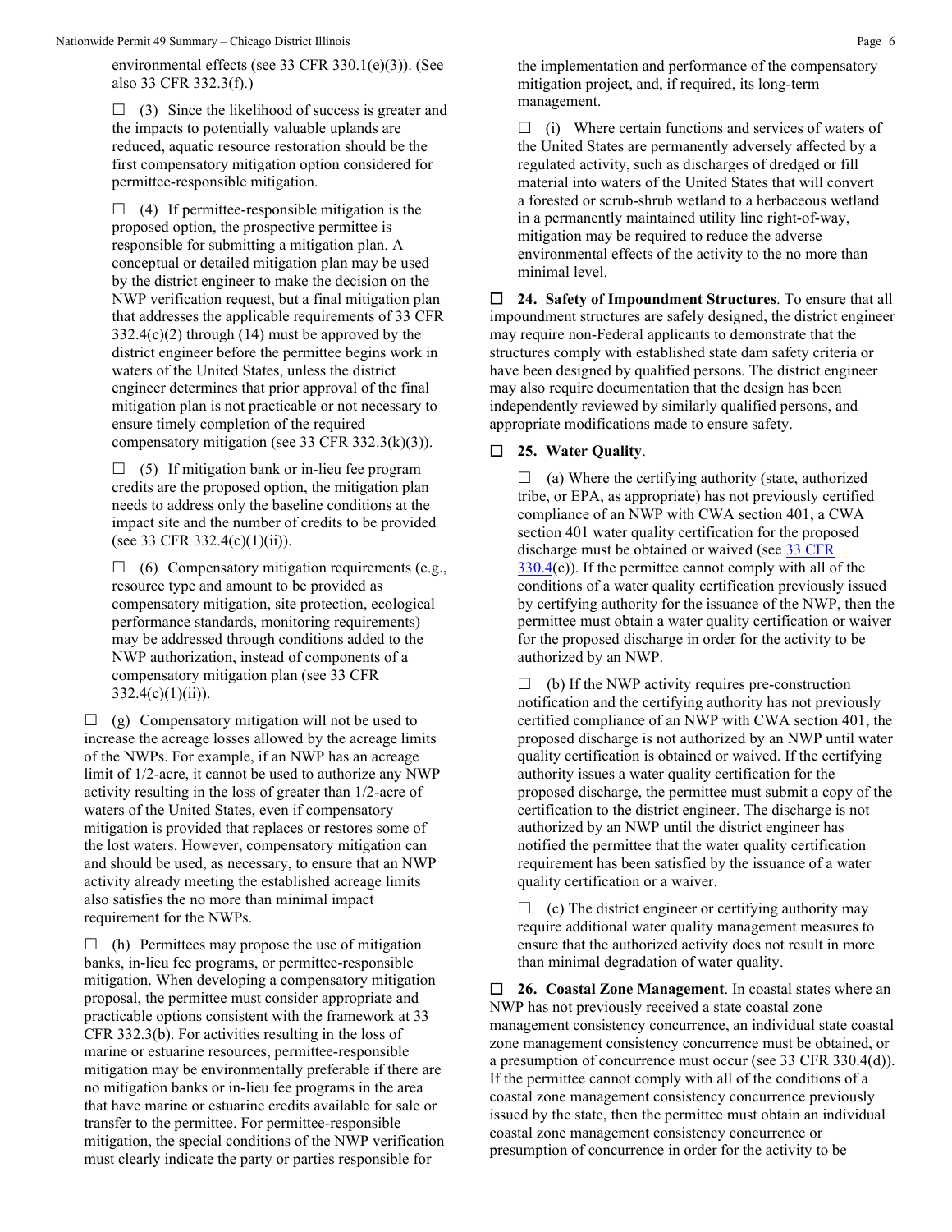environmental effects (see 33 CFR 330.1(e)(3)). (See also 33 CFR 332.3(f).)

☐ (3) Since the likelihood of success is greater and the impacts to potentially valuable uplands are reduced, aquatic resource restoration should be the first compensatory mitigation option considered for permittee-responsible mitigation.

☐ (4) If permittee-responsible mitigation is the proposed option, the prospective permittee is responsible for submitting a mitigation plan. A conceptual or detailed mitigation plan may be used by the district engineer to make the decision on the NWP verification request, but a final mitigation plan that addresses the applicable requirements of 33 CFR 332.4(c)(2) through (14) must be approved by the district engineer before the permittee begins work in waters of the United States, unless the district engineer determines that prior approval of the final mitigation plan is not practicable or not necessary to ensure timely completion of the required compensatory mitigation (see 33 CFR 332.3(k)(3)).

☐ (5) If mitigation bank or in-lieu fee program credits are the proposed option, the mitigation plan needs to address only the baseline conditions at the impact site and the number of credits to be provided (see 33 CFR 332.4(c)(1)(ii)).

☐ (6) Compensatory mitigation requirements (e.g., resource type and amount to be provided as compensatory mitigation, site protection, ecological performance standards, monitoring requirements) may be addressed through conditions added to the NWP authorization, instead of components of a compensatory mitigation plan (see 33 CFR 332.4(c)(1)(ii)).

☐ (g) Compensatory mitigation will not be used to increase the acreage losses allowed by the acreage limits of the NWPs. For example, if an NWP has an acreage limit of 1/2-acre, it cannot be used to authorize any NWP activity resulting in the loss of greater than 1/2-acre of waters of the United States, even if compensatory mitigation is provided that replaces or restores some of the lost waters. However, compensatory mitigation can and should be used, as necessary, to ensure that an NWP activity already meeting the established acreage limits also satisfies the no more than minimal impact requirement for the NWPs.

☐ (h) Permittees may propose the use of mitigation banks, in-lieu fee programs, or permittee-responsible mitigation. When developing a compensatory mitigation proposal, the permittee must consider appropriate and practicable options consistent with the framework at 33 CFR 332.3(b). For activities resulting in the loss of marine or estuarine resources, permittee-responsible mitigation may be environmentally preferable if there are no mitigation banks or in-lieu fee programs in the area that have marine or estuarine credits available for sale or transfer to the permittee. For permittee-responsible mitigation, the special conditions of the NWP verification must clearly indicate the party or parties responsible for the implementation and performance of the compensatory mitigation project, and, if required, its long-term management.

☐ (i) Where certain functions and services of waters of the United States are permanently adversely affected by a regulated activity, such as discharges of dredged or fill material into waters of the United States that will convert a forested or scrub-shrub wetland to a herbaceous wetland in a permanently maintained utility line right-of-way, mitigation may be required to reduce the adverse environmental effects of the activity to the no more than minimal level.

☐ **24. Safety of Impoundment Structures**. To ensure that all impoundment structures are safely designed, the district engineer may require non-Federal applicants to demonstrate that the structures comply with established state dam safety criteria or have been designed by qualified persons. The district engineer may also require documentation that the design has been independently reviewed by similarly qualified persons, and appropriate modifications made to ensure safety.

☐ **25. Water Quality**.

☐ (a) Where the certifying authority (state, authorized tribe, or EPA, as appropriate) has not previously certified compliance of an NWP with CWA section 401, a CWA section 401 water quality certification for the proposed discharge must be obtained or waived (see 33 CFR 330.4(c)). If the permittee cannot comply with all of the conditions of a water quality certification previously issued by certifying authority for the issuance of the NWP, then the permittee must obtain a water quality certification or waiver for the proposed discharge in order for the activity to be authorized by an NWP.

☐ (b) If the NWP activity requires pre-construction notification and the certifying authority has not previously certified compliance of an NWP with CWA section 401, the proposed discharge is not authorized by an NWP until water quality certification is obtained or waived. If the certifying authority issues a water quality certification for the proposed discharge, the permittee must submit a copy of the certification to the district engineer. The discharge is not authorized by an NWP until the district engineer has notified the permittee that the water quality certification requirement has been satisfied by the issuance of a water quality certification or a waiver.

☐ (c) The district engineer or certifying authority may require additional water quality management measures to ensure that the authorized activity does not result in more than minimal degradation of water quality.

☐ **26. Coastal Zone Management**. In coastal states where an NWP has not previously received a state coastal zone management consistency concurrence, an individual state coastal zone management consistency concurrence must be obtained, or a presumption of concurrence must occur (see 33 CFR 330.4(d)). If the permittee cannot comply with all of the conditions of a coastal zone management consistency concurrence previously issued by the state, then the permittee must obtain an individual coastal zone management consistency concurrence or presumption of concurrence in order for the activity to be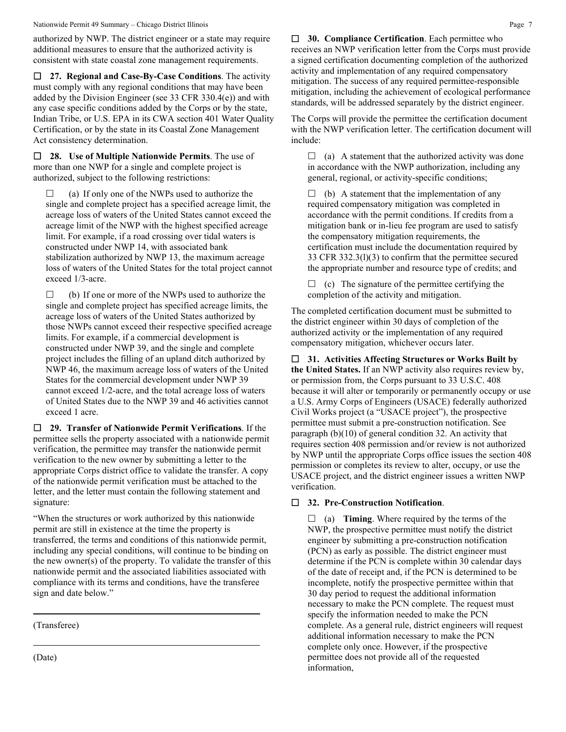authorized by NWP. The district engineer or a state may require additional measures to ensure that the authorized activity is consistent with state coastal zone management requirements.

☐ **27. Regional and Case-By-Case Conditions**. The activity must comply with any regional conditions that may have been added by the Division Engineer (see 33 CFR 330.4(e)) and with any case specific conditions added by the Corps or by the state, Indian Tribe, or U.S. EPA in its CWA section 401 Water Quality Certification, or by the state in its Coastal Zone Management Act consistency determination.

☐ **28. Use of Multiple Nationwide Permits**. The use of more than one NWP for a single and complete project is authorized, subject to the following restrictions:

☐ (a) If only one of the NWPs used to authorize the single and complete project has a specified acreage limit, the acreage loss of waters of the United States cannot exceed the acreage limit of the NWP with the highest specified acreage limit. For example, if a road crossing over tidal waters is constructed under NWP 14, with associated bank stabilization authorized by NWP 13, the maximum acreage loss of waters of the United States for the total project cannot exceed 1/3-acre.

☐ (b) If one or more of the NWPs used to authorize the single and complete project has specified acreage limits, the acreage loss of waters of the United States authorized by those NWPs cannot exceed their respective specified acreage limits. For example, if a commercial development is constructed under NWP 39, and the single and complete project includes the filling of an upland ditch authorized by NWP 46, the maximum acreage loss of waters of the United States for the commercial development under NWP 39 cannot exceed 1/2-acre, and the total acreage loss of waters of United States due to the NWP 39 and 46 activities cannot exceed 1 acre.

☐ **29. Transfer of Nationwide Permit Verifications**. If the permittee sells the property associated with a nationwide permit verification, the permittee may transfer the nationwide permit verification to the new owner by submitting a letter to the appropriate Corps district office to validate the transfer. A copy of the nationwide permit verification must be attached to the letter, and the letter must contain the following statement and signature:

"When the structures or work authorized by this nationwide permit are still in existence at the time the property is transferred, the terms and conditions of this nationwide permit, including any special conditions, will continue to be binding on the new owner(s) of the property. To validate the transfer of this nationwide permit and the associated liabilities associated with compliance with its terms and conditions, have the transferee sign and date below."

\_\_\_\_\_\_\_\_\_\_\_\_\_\_\_\_\_\_\_\_\_\_\_\_\_\_\_\_\_\_\_\_\_\_\_\_\_\_\_\_

(Transferee)

\_\_\_\_\_\_\_\_\_\_\_\_\_\_\_\_\_\_\_\_\_\_\_\_\_\_\_\_\_\_\_\_\_\_\_\_\_\_\_\_

(Date)

☐ **30. Compliance Certification**. Each permittee who receives an NWP verification letter from the Corps must provide a signed certification documenting completion of the authorized activity and implementation of any required compensatory mitigation. The success of any required permittee-responsible mitigation, including the achievement of ecological performance standards, will be addressed separately by the district engineer.

The Corps will provide the permittee the certification document with the NWP verification letter. The certification document will include:

☐ (a) A statement that the authorized activity was done in accordance with the NWP authorization, including any general, regional, or activity-specific conditions;

☐ (b) A statement that the implementation of any required compensatory mitigation was completed in accordance with the permit conditions. If credits from a mitigation bank or in-lieu fee program are used to satisfy the compensatory mitigation requirements, the certification must include the documentation required by 33 CFR 332.3(l)(3) to confirm that the permittee secured the appropriate number and resource type of credits; and

☐ (c) The signature of the permittee certifying the completion of the activity and mitigation.

The completed certification document must be submitted to the district engineer within 30 days of completion of the authorized activity or the implementation of any required compensatory mitigation, whichever occurs later.

☐ **31. Activities Affecting Structures or Works Built by the United States.** If an NWP activity also requires review by, or permission from, the Corps pursuant to 33 U.S.C. 408 because it will alter or temporarily or permanently occupy or use a U.S. Army Corps of Engineers (USACE) federally authorized Civil Works project (a "USACE project"), the prospective permittee must submit a pre-construction notification. See paragraph (b)(10) of general condition 32. An activity that requires section 408 permission and/or review is not authorized by NWP until the appropriate Corps office issues the section 408 permission or completes its review to alter, occupy, or use the USACE project, and the district engineer issues a written NWP verification.

☐ **32. Pre-Construction Notification**.

☐ (a) **Timing**. Where required by the terms of the NWP, the prospective permittee must notify the district engineer by submitting a pre-construction notification (PCN) as early as possible. The district engineer must determine if the PCN is complete within 30 calendar days of the date of receipt and, if the PCN is determined to be incomplete, notify the prospective permittee within that 30 day period to request the additional information necessary to make the PCN complete. The request must specify the information needed to make the PCN complete. As a general rule, district engineers will request additional information necessary to make the PCN complete only once. However, if the prospective permittee does not provide all of the requested information,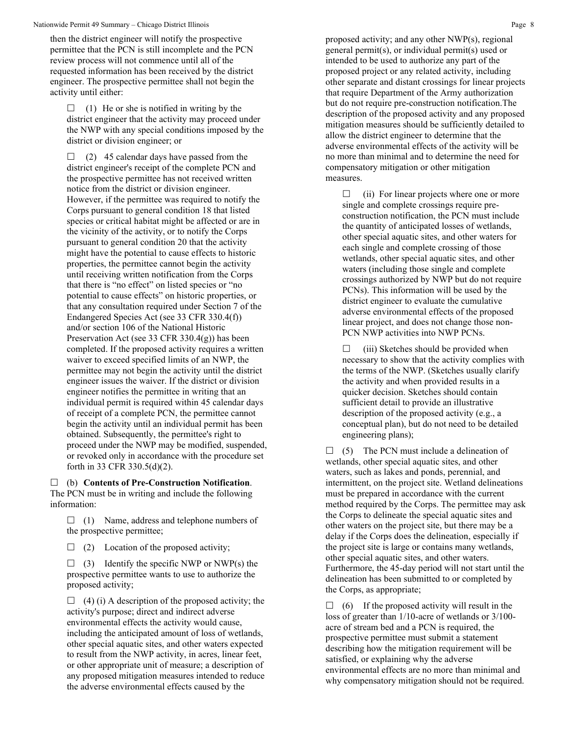then the district engineer will notify the prospective permittee that the PCN is still incomplete and the PCN review process will not commence until all of the requested information has been received by the district engineer. The prospective permittee shall not begin the activity until either:

☐ (1) He or she is notified in writing by the district engineer that the activity may proceed under the NWP with any special conditions imposed by the district or division engineer; or

☐ (2) 45 calendar days have passed from the district engineer's receipt of the complete PCN and the prospective permittee has not received written notice from the district or division engineer. However, if the permittee was required to notify the Corps pursuant to general condition 18 that listed species or critical habitat might be affected or are in the vicinity of the activity, or to notify the Corps pursuant to general condition 20 that the activity might have the potential to cause effects to historic properties, the permittee cannot begin the activity until receiving written notification from the Corps that there is "no effect" on listed species or "no potential to cause effects" on historic properties, or that any consultation required under Section 7 of the Endangered Species Act (see 33 CFR 330.4(f)) and/or section 106 of the National Historic Preservation Act (see 33 CFR 330.4(g)) has been completed. If the proposed activity requires a written waiver to exceed specified limits of an NWP, the permittee may not begin the activity until the district engineer issues the waiver. If the district or division engineer notifies the permittee in writing that an individual permit is required within 45 calendar days of receipt of a complete PCN, the permittee cannot begin the activity until an individual permit has been obtained. Subsequently, the permittee's right to proceed under the NWP may be modified, suspended, or revoked only in accordance with the procedure set forth in 33 CFR 330.5(d)(2).

☐ (b) **Contents of Pre-Construction Notification**. The PCN must be in writing and include the following information:

☐ (1) Name, address and telephone numbers of the prospective permittee;

☐ (2) Location of the proposed activity;

☐ (3) Identify the specific NWP or NWP(s) the prospective permittee wants to use to authorize the proposed activity;

☐ (4) (i) A description of the proposed activity; the activity's purpose; direct and indirect adverse environmental effects the activity would cause, including the anticipated amount of loss of wetlands, other special aquatic sites, and other waters expected to result from the NWP activity, in acres, linear feet, or other appropriate unit of measure; a description of any proposed mitigation measures intended to reduce the adverse environmental effects caused by the proposed activity; and any other NWP(s), regional general permit(s), or individual permit(s) used or intended to be used to authorize any part of the proposed project or any related activity, including other separate and distant crossings for linear projects that require Department of the Army authorization but do not require pre-construction notification.The description of the proposed activity and any proposed mitigation measures should be sufficiently detailed to allow the district engineer to determine that the adverse environmental effects of the activity will be no more than minimal and to determine the need for compensatory mitigation or other mitigation measures.

☐ (ii) For linear projects where one or more single and complete crossings require pre-construction notification, the PCN must include the quantity of anticipated losses of wetlands, other special aquatic sites, and other waters for each single and complete crossing of those wetlands, other special aquatic sites, and other waters (including those single and complete crossings authorized by NWP but do not require PCNs). This information will be used by the district engineer to evaluate the cumulative adverse environmental effects of the proposed linear project, and does not change those non-PCN NWP activities into NWP PCNs.

☐ (iii) Sketches should be provided when necessary to show that the activity complies with the terms of the NWP. (Sketches usually clarify the activity and when provided results in a quicker decision. Sketches should contain sufficient detail to provide an illustrative description of the proposed activity (e.g., a conceptual plan), but do not need to be detailed engineering plans);

☐ (5) The PCN must include a delineation of wetlands, other special aquatic sites, and other waters, such as lakes and ponds, perennial, and intermittent, on the project site. Wetland delineations must be prepared in accordance with the current method required by the Corps. The permittee may ask the Corps to delineate the special aquatic sites and other waters on the project site, but there may be a delay if the Corps does the delineation, especially if the project site is large or contains many wetlands, other special aquatic sites, and other waters. Furthermore, the 45-day period will not start until the delineation has been submitted to or completed by the Corps, as appropriate;

☐ (6) If the proposed activity will result in the loss of greater than 1/10-acre of wetlands or 3/100-acre of stream bed and a PCN is required, the prospective permittee must submit a statement describing how the mitigation requirement will be satisfied, or explaining why the adverse environmental effects are no more than minimal and why compensatory mitigation should not be required.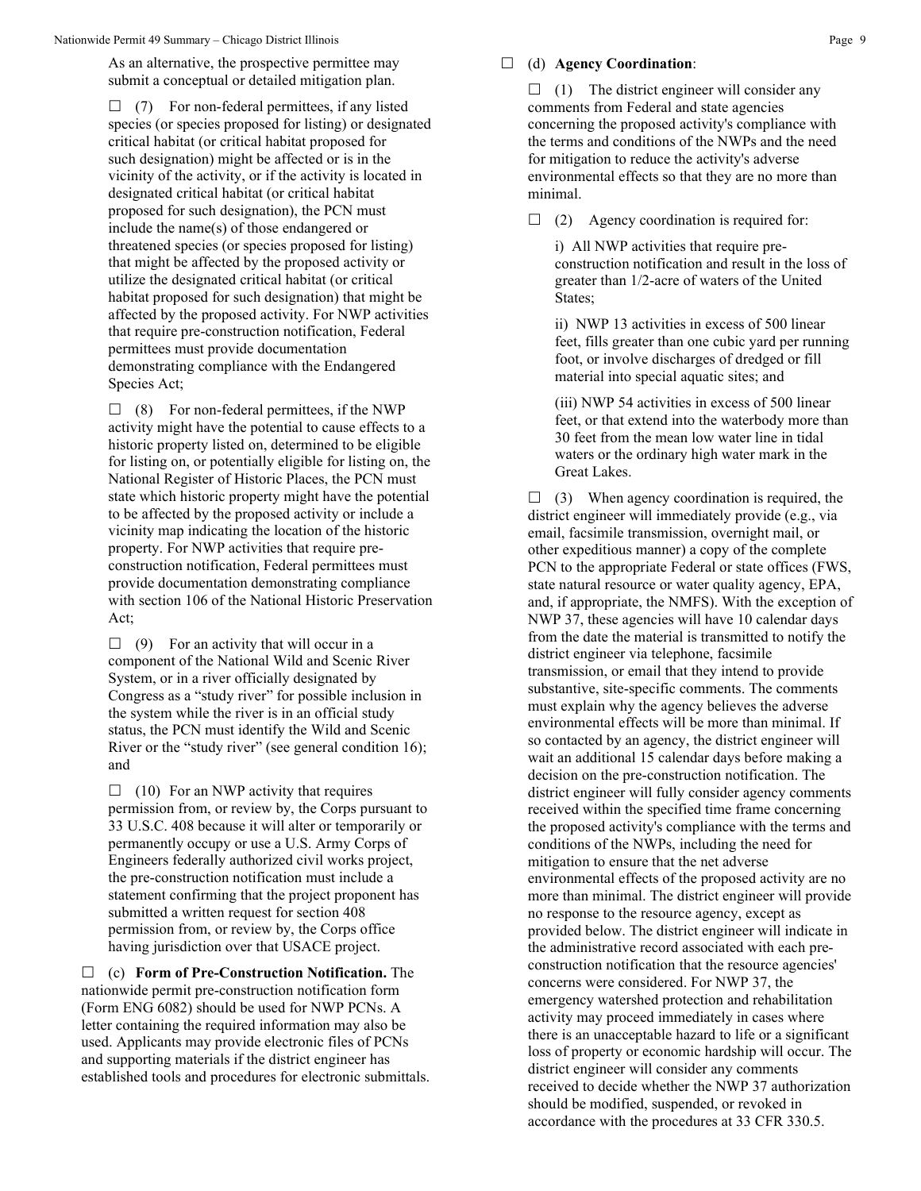As an alternative, the prospective permittee may submit a conceptual or detailed mitigation plan.

☐ (7) For non-federal permittees, if any listed species (or species proposed for listing) or designated critical habitat (or critical habitat proposed for such designation) might be affected or is in the vicinity of the activity, or if the activity is located in designated critical habitat (or critical habitat proposed for such designation), the PCN must include the name(s) of those endangered or threatened species (or species proposed for listing) that might be affected by the proposed activity or utilize the designated critical habitat (or critical habitat proposed for such designation) that might be affected by the proposed activity. For NWP activities that require pre-construction notification, Federal permittees must provide documentation demonstrating compliance with the Endangered Species Act;

☐ (8) For non-federal permittees, if the NWP activity might have the potential to cause effects to a historic property listed on, determined to be eligible for listing on, or potentially eligible for listing on, the National Register of Historic Places, the PCN must state which historic property might have the potential to be affected by the proposed activity or include a vicinity map indicating the location of the historic property. For NWP activities that require pre-construction notification, Federal permittees must provide documentation demonstrating compliance with section 106 of the National Historic Preservation Act;

☐ (9) For an activity that will occur in a component of the National Wild and Scenic River System, or in a river officially designated by Congress as a "study river" for possible inclusion in the system while the river is in an official study status, the PCN must identify the Wild and Scenic River or the "study river" (see general condition 16); and

☐ (10) For an NWP activity that requires permission from, or review by, the Corps pursuant to 33 U.S.C. 408 because it will alter or temporarily or permanently occupy or use a U.S. Army Corps of Engineers federally authorized civil works project, the pre-construction notification must include a statement confirming that the project proponent has submitted a written request for section 408 permission from, or review by, the Corps office having jurisdiction over that USACE project.

☐ (c) **Form of Pre-Construction Notification.** The nationwide permit pre-construction notification form (Form ENG 6082) should be used for NWP PCNs. A letter containing the required information may also be used. Applicants may provide electronic files of PCNs and supporting materials if the district engineer has established tools and procedures for electronic submittals.

☐ (d) **Agency Coordination**:

☐ (1) The district engineer will consider any comments from Federal and state agencies concerning the proposed activity's compliance with the terms and conditions of the NWPs and the need for mitigation to reduce the activity's adverse environmental effects so that they are no more than minimal.

☐ (2) Agency coordination is required for:

i) All NWP activities that require pre-construction notification and result in the loss of greater than 1/2-acre of waters of the United States;

ii) NWP 13 activities in excess of 500 linear feet, fills greater than one cubic yard per running foot, or involve discharges of dredged or fill material into special aquatic sites; and

(iii) NWP 54 activities in excess of 500 linear feet, or that extend into the waterbody more than 30 feet from the mean low water line in tidal waters or the ordinary high water mark in the Great Lakes.

☐ (3) When agency coordination is required, the district engineer will immediately provide (e.g., via email, facsimile transmission, overnight mail, or other expeditious manner) a copy of the complete PCN to the appropriate Federal or state offices (FWS, state natural resource or water quality agency, EPA, and, if appropriate, the NMFS). With the exception of NWP 37, these agencies will have 10 calendar days from the date the material is transmitted to notify the district engineer via telephone, facsimile transmission, or email that they intend to provide substantive, site-specific comments. The comments must explain why the agency believes the adverse environmental effects will be more than minimal. If so contacted by an agency, the district engineer will wait an additional 15 calendar days before making a decision on the pre-construction notification. The district engineer will fully consider agency comments received within the specified time frame concerning the proposed activity's compliance with the terms and conditions of the NWPs, including the need for mitigation to ensure that the net adverse environmental effects of the proposed activity are no more than minimal. The district engineer will provide no response to the resource agency, except as provided below. The district engineer will indicate in the administrative record associated with each pre-construction notification that the resource agencies' concerns were considered. For NWP 37, the emergency watershed protection and rehabilitation activity may proceed immediately in cases where there is an unacceptable hazard to life or a significant loss of property or economic hardship will occur. The district engineer will consider any comments received to decide whether the NWP 37 authorization should be modified, suspended, or revoked in accordance with the procedures at 33 CFR 330.5.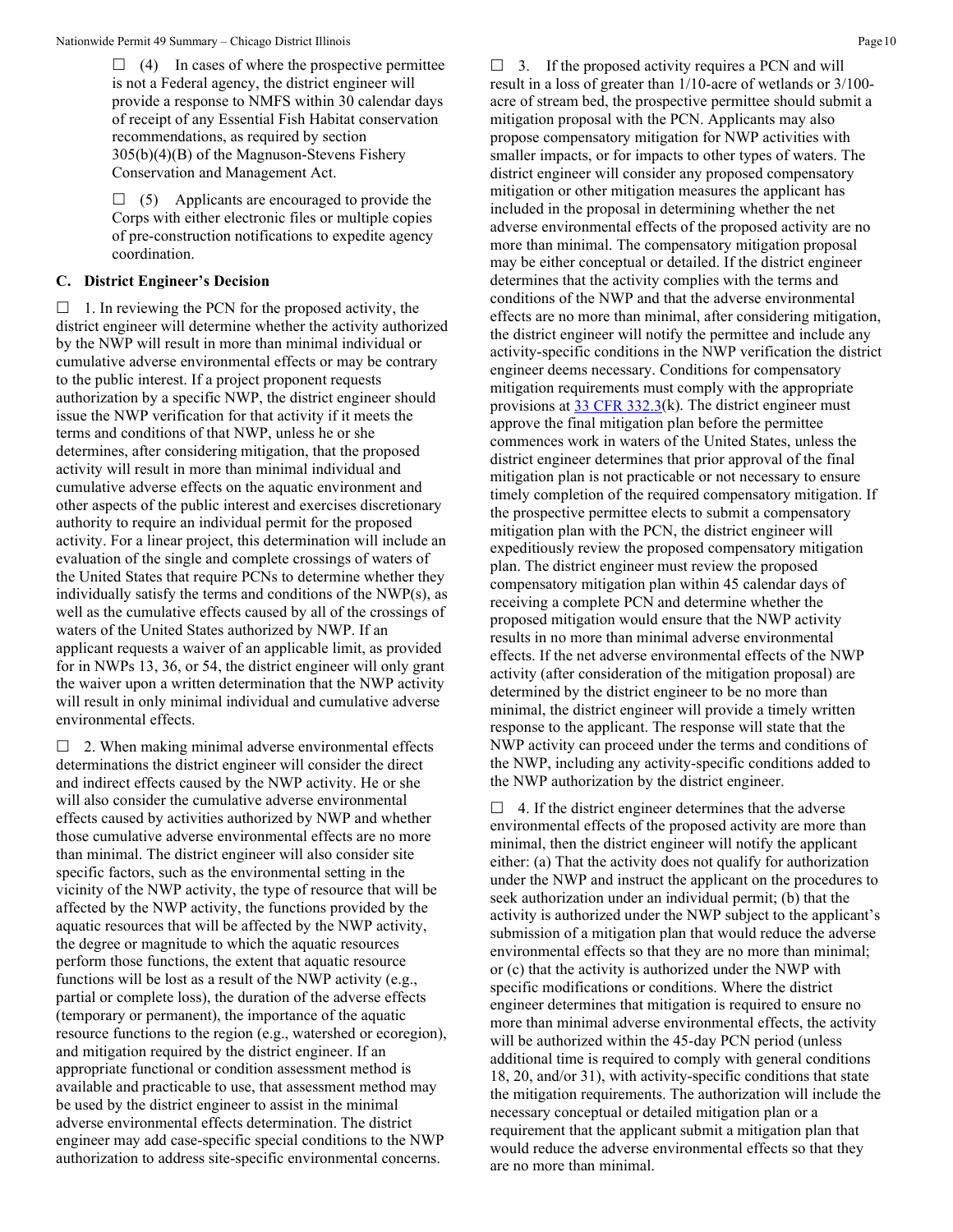☐ (4) In cases of where the prospective permittee is not a Federal agency, the district engineer will provide a response to NMFS within 30 calendar days of receipt of any Essential Fish Habitat conservation recommendations, as required by section 305(b)(4)(B) of the Magnuson-Stevens Fishery Conservation and Management Act.

☐ (5) Applicants are encouraged to provide the Corps with either electronic files or multiple copies of pre-construction notifications to expedite agency coordination.

## C. District Engineer's Decision

☐ 1. In reviewing the PCN for the proposed activity, the district engineer will determine whether the activity authorized by the NWP will result in more than minimal individual or cumulative adverse environmental effects or may be contrary to the public interest. If a project proponent requests authorization by a specific NWP, the district engineer should issue the NWP verification for that activity if it meets the terms and conditions of that NWP, unless he or she determines, after considering mitigation, that the proposed activity will result in more than minimal individual and cumulative adverse effects on the aquatic environment and other aspects of the public interest and exercises discretionary authority to require an individual permit for the proposed activity. For a linear project, this determination will include an evaluation of the single and complete crossings of waters of the United States that require PCNs to determine whether they individually satisfy the terms and conditions of the NWP(s), as well as the cumulative effects caused by all of the crossings of waters of the United States authorized by NWP. If an applicant requests a waiver of an applicable limit, as provided for in NWPs 13, 36, or 54, the district engineer will only grant the waiver upon a written determination that the NWP activity will result in only minimal individual and cumulative adverse environmental effects.

☐ 2. When making minimal adverse environmental effects determinations the district engineer will consider the direct and indirect effects caused by the NWP activity. He or she will also consider the cumulative adverse environmental effects caused by activities authorized by NWP and whether those cumulative adverse environmental effects are no more than minimal. The district engineer will also consider site specific factors, such as the environmental setting in the vicinity of the NWP activity, the type of resource that will be affected by the NWP activity, the functions provided by the aquatic resources that will be affected by the NWP activity, the degree or magnitude to which the aquatic resources perform those functions, the extent that aquatic resource functions will be lost as a result of the NWP activity (e.g., partial or complete loss), the duration of the adverse effects (temporary or permanent), the importance of the aquatic resource functions to the region (e.g., watershed or ecoregion), and mitigation required by the district engineer. If an appropriate functional or condition assessment method is available and practicable to use, that assessment method may be used by the district engineer to assist in the minimal adverse environmental effects determination. The district engineer may add case-specific special conditions to the NWP authorization to address site-specific environmental concerns.

☐ 3. If the proposed activity requires a PCN and will result in a loss of greater than 1/10-acre of wetlands or 3/100-acre of stream bed, the prospective permittee should submit a mitigation proposal with the PCN. Applicants may also propose compensatory mitigation for NWP activities with smaller impacts, or for impacts to other types of waters. The district engineer will consider any proposed compensatory mitigation or other mitigation measures the applicant has included in the proposal in determining whether the net adverse environmental effects of the proposed activity are no more than minimal. The compensatory mitigation proposal may be either conceptual or detailed. If the district engineer determines that the activity complies with the terms and conditions of the NWP and that the adverse environmental effects are no more than minimal, after considering mitigation, the district engineer will notify the permittee and include any activity-specific conditions in the NWP verification the district engineer deems necessary. Conditions for compensatory mitigation requirements must comply with the appropriate provisions at 33 CFR 332.3(k). The district engineer must approve the final mitigation plan before the permittee commences work in waters of the United States, unless the district engineer determines that prior approval of the final mitigation plan is not practicable or not necessary to ensure timely completion of the required compensatory mitigation. If the prospective permittee elects to submit a compensatory mitigation plan with the PCN, the district engineer will expeditiously review the proposed compensatory mitigation plan. The district engineer must review the proposed compensatory mitigation plan within 45 calendar days of receiving a complete PCN and determine whether the proposed mitigation would ensure that the NWP activity results in no more than minimal adverse environmental effects. If the net adverse environmental effects of the NWP activity (after consideration of the mitigation proposal) are determined by the district engineer to be no more than minimal, the district engineer will provide a timely written response to the applicant. The response will state that the NWP activity can proceed under the terms and conditions of the NWP, including any activity-specific conditions added to the NWP authorization by the district engineer.

☐ 4. If the district engineer determines that the adverse environmental effects of the proposed activity are more than minimal, then the district engineer will notify the applicant either: (a) That the activity does not qualify for authorization under the NWP and instruct the applicant on the procedures to seek authorization under an individual permit; (b) that the activity is authorized under the NWP subject to the applicant's submission of a mitigation plan that would reduce the adverse environmental effects so that they are no more than minimal; or (c) that the activity is authorized under the NWP with specific modifications or conditions. Where the district engineer determines that mitigation is required to ensure no more than minimal adverse environmental effects, the activity will be authorized within the 45-day PCN period (unless additional time is required to comply with general conditions 18, 20, and/or 31), with activity-specific conditions that state the mitigation requirements. The authorization will include the necessary conceptual or detailed mitigation plan or a requirement that the applicant submit a mitigation plan that would reduce the adverse environmental effects so that they are no more than minimal.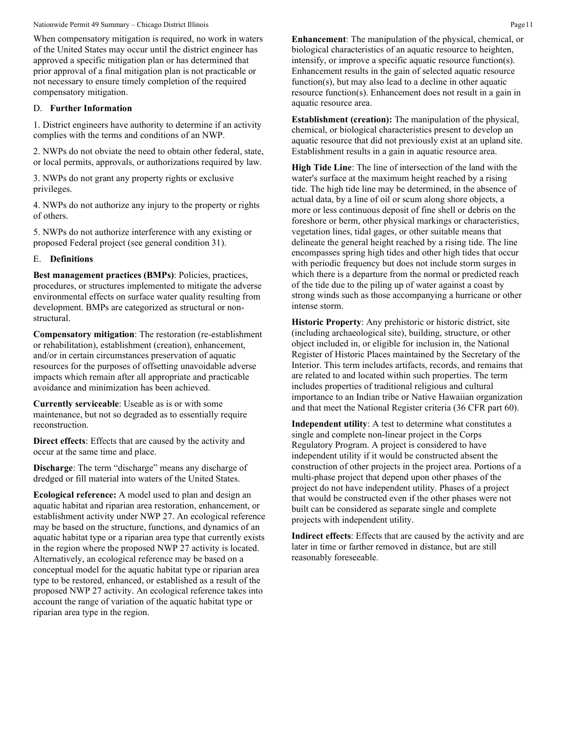When compensatory mitigation is required, no work in waters of the United States may occur until the district engineer has approved a specific mitigation plan or has determined that prior approval of a final mitigation plan is not practicable or not necessary to ensure timely completion of the required compensatory mitigation.

## D. **Further Information**

1. District engineers have authority to determine if an activity complies with the terms and conditions of an NWP.

2. NWPs do not obviate the need to obtain other federal, state, or local permits, approvals, or authorizations required by law.

3. NWPs do not grant any property rights or exclusive privileges.

4. NWPs do not authorize any injury to the property or rights of others.

5. NWPs do not authorize interference with any existing or proposed Federal project (see general condition 31).

## E. **Definitions**

**Best management practices (BMPs)**: Policies, practices, procedures, or structures implemented to mitigate the adverse environmental effects on surface water quality resulting from development. BMPs are categorized as structural or non-structural.

**Compensatory mitigation**: The restoration (re-establishment or rehabilitation), establishment (creation), enhancement, and/or in certain circumstances preservation of aquatic resources for the purposes of offsetting unavoidable adverse impacts which remain after all appropriate and practicable avoidance and minimization has been achieved.

**Currently serviceable**: Useable as is or with some maintenance, but not so degraded as to essentially require reconstruction.

**Direct effects**: Effects that are caused by the activity and occur at the same time and place.

**Discharge**: The term "discharge" means any discharge of dredged or fill material into waters of the United States.

**Ecological reference:** A model used to plan and design an aquatic habitat and riparian area restoration, enhancement, or establishment activity under NWP 27. An ecological reference may be based on the structure, functions, and dynamics of an aquatic habitat type or a riparian area type that currently exists in the region where the proposed NWP 27 activity is located. Alternatively, an ecological reference may be based on a conceptual model for the aquatic habitat type or riparian area type to be restored, enhanced, or established as a result of the proposed NWP 27 activity. An ecological reference takes into account the range of variation of the aquatic habitat type or riparian area type in the region.

**Enhancement**: The manipulation of the physical, chemical, or biological characteristics of an aquatic resource to heighten, intensify, or improve a specific aquatic resource function(s). Enhancement results in the gain of selected aquatic resource function(s), but may also lead to a decline in other aquatic resource function(s). Enhancement does not result in a gain in aquatic resource area.

**Establishment (creation):** The manipulation of the physical, chemical, or biological characteristics present to develop an aquatic resource that did not previously exist at an upland site. Establishment results in a gain in aquatic resource area.

**High Tide Line**: The line of intersection of the land with the water's surface at the maximum height reached by a rising tide. The high tide line may be determined, in the absence of actual data, by a line of oil or scum along shore objects, a more or less continuous deposit of fine shell or debris on the foreshore or berm, other physical markings or characteristics, vegetation lines, tidal gages, or other suitable means that delineate the general height reached by a rising tide. The line encompasses spring high tides and other high tides that occur with periodic frequency but does not include storm surges in which there is a departure from the normal or predicted reach of the tide due to the piling up of water against a coast by strong winds such as those accompanying a hurricane or other intense storm.

**Historic Property**: Any prehistoric or historic district, site (including archaeological site), building, structure, or other object included in, or eligible for inclusion in, the National Register of Historic Places maintained by the Secretary of the Interior. This term includes artifacts, records, and remains that are related to and located within such properties. The term includes properties of traditional religious and cultural importance to an Indian tribe or Native Hawaiian organization and that meet the National Register criteria (36 CFR part 60).

**Independent utility**: A test to determine what constitutes a single and complete non-linear project in the Corps Regulatory Program. A project is considered to have independent utility if it would be constructed absent the construction of other projects in the project area. Portions of a multi-phase project that depend upon other phases of the project do not have independent utility. Phases of a project that would be constructed even if the other phases were not built can be considered as separate single and complete projects with independent utility.

**Indirect effects**: Effects that are caused by the activity and are later in time or farther removed in distance, but are still reasonably foreseeable.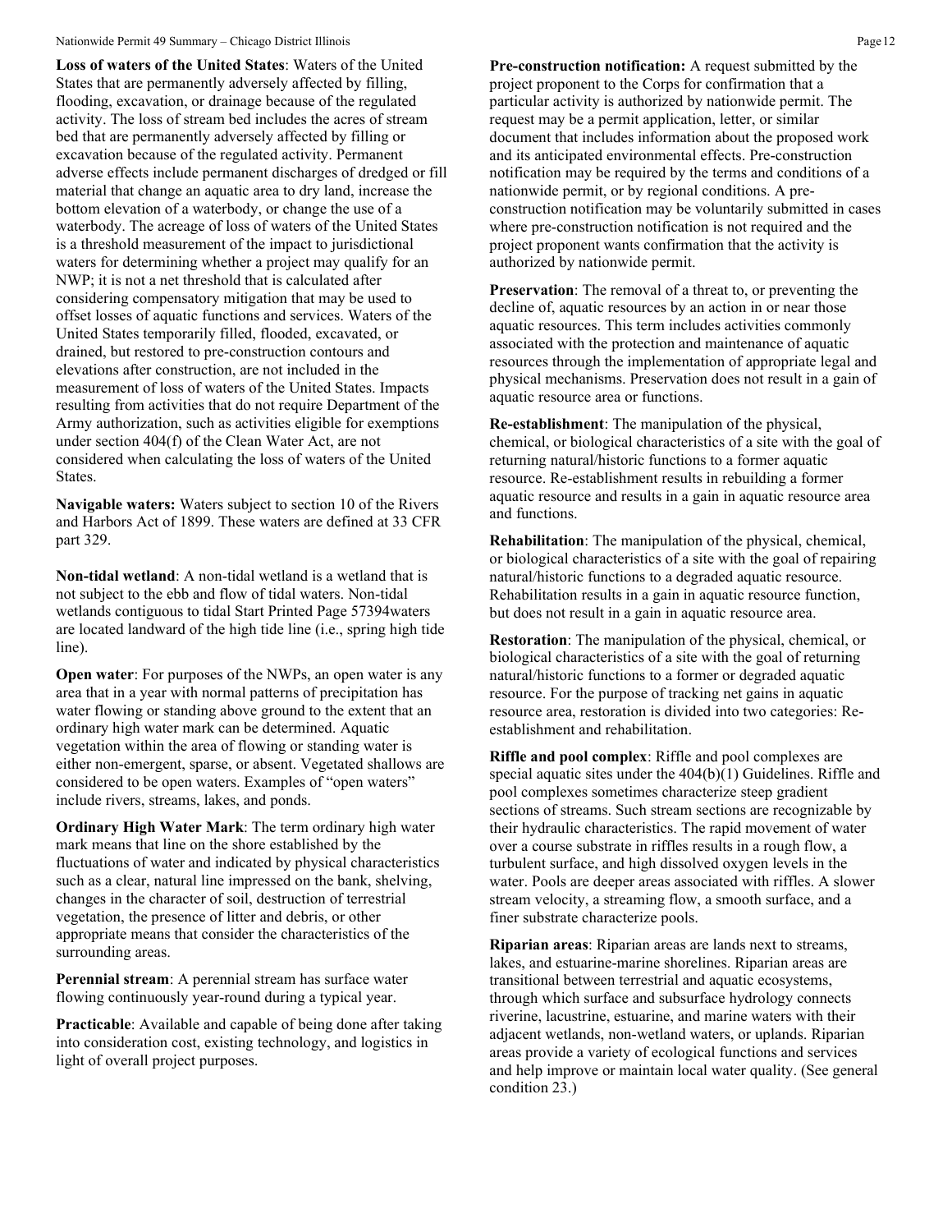**Loss of waters of the United States**: Waters of the United States that are permanently adversely affected by filling, flooding, excavation, or drainage because of the regulated activity. The loss of stream bed includes the acres of stream bed that are permanently adversely affected by filling or excavation because of the regulated activity. Permanent adverse effects include permanent discharges of dredged or fill material that change an aquatic area to dry land, increase the bottom elevation of a waterbody, or change the use of a waterbody. The acreage of loss of waters of the United States is a threshold measurement of the impact to jurisdictional waters for determining whether a project may qualify for an NWP; it is not a net threshold that is calculated after considering compensatory mitigation that may be used to offset losses of aquatic functions and services. Waters of the United States temporarily filled, flooded, excavated, or drained, but restored to pre-construction contours and elevations after construction, are not included in the measurement of loss of waters of the United States. Impacts resulting from activities that do not require Department of the Army authorization, such as activities eligible for exemptions under section 404(f) of the Clean Water Act, are not considered when calculating the loss of waters of the United States.

**Navigable waters:** Waters subject to section 10 of the Rivers and Harbors Act of 1899. These waters are defined at 33 CFR part 329.

**Non-tidal wetland**: A non-tidal wetland is a wetland that is not subject to the ebb and flow of tidal waters. Non-tidal wetlands contiguous to tidal Start Printed Page 57394waters are located landward of the high tide line (i.e., spring high tide line).

**Open water**: For purposes of the NWPs, an open water is any area that in a year with normal patterns of precipitation has water flowing or standing above ground to the extent that an ordinary high water mark can be determined. Aquatic vegetation within the area of flowing or standing water is either non-emergent, sparse, or absent. Vegetated shallows are considered to be open waters. Examples of "open waters" include rivers, streams, lakes, and ponds.

**Ordinary High Water Mark**: The term ordinary high water mark means that line on the shore established by the fluctuations of water and indicated by physical characteristics such as a clear, natural line impressed on the bank, shelving, changes in the character of soil, destruction of terrestrial vegetation, the presence of litter and debris, or other appropriate means that consider the characteristics of the surrounding areas.

**Perennial stream**: A perennial stream has surface water flowing continuously year-round during a typical year.

**Practicable**: Available and capable of being done after taking into consideration cost, existing technology, and logistics in light of overall project purposes.

**Pre-construction notification:** A request submitted by the project proponent to the Corps for confirmation that a particular activity is authorized by nationwide permit. The request may be a permit application, letter, or similar document that includes information about the proposed work and its anticipated environmental effects. Pre-construction notification may be required by the terms and conditions of a nationwide permit, or by regional conditions. A pre-construction notification may be voluntarily submitted in cases where pre-construction notification is not required and the project proponent wants confirmation that the activity is authorized by nationwide permit.

**Preservation**: The removal of a threat to, or preventing the decline of, aquatic resources by an action in or near those aquatic resources. This term includes activities commonly associated with the protection and maintenance of aquatic resources through the implementation of appropriate legal and physical mechanisms. Preservation does not result in a gain of aquatic resource area or functions.

**Re-establishment**: The manipulation of the physical, chemical, or biological characteristics of a site with the goal of returning natural/historic functions to a former aquatic resource. Re-establishment results in rebuilding a former aquatic resource and results in a gain in aquatic resource area and functions.

**Rehabilitation**: The manipulation of the physical, chemical, or biological characteristics of a site with the goal of repairing natural/historic functions to a degraded aquatic resource. Rehabilitation results in a gain in aquatic resource function, but does not result in a gain in aquatic resource area.

**Restoration**: The manipulation of the physical, chemical, or biological characteristics of a site with the goal of returning natural/historic functions to a former or degraded aquatic resource. For the purpose of tracking net gains in aquatic resource area, restoration is divided into two categories: Re-establishment and rehabilitation.

**Riffle and pool complex**: Riffle and pool complexes are special aquatic sites under the 404(b)(1) Guidelines. Riffle and pool complexes sometimes characterize steep gradient sections of streams. Such stream sections are recognizable by their hydraulic characteristics. The rapid movement of water over a course substrate in riffles results in a rough flow, a turbulent surface, and high dissolved oxygen levels in the water. Pools are deeper areas associated with riffles. A slower stream velocity, a streaming flow, a smooth surface, and a finer substrate characterize pools.

**Riparian areas**: Riparian areas are lands next to streams, lakes, and estuarine-marine shorelines. Riparian areas are transitional between terrestrial and aquatic ecosystems, through which surface and subsurface hydrology connects riverine, lacustrine, estuarine, and marine waters with their adjacent wetlands, non-wetland waters, or uplands. Riparian areas provide a variety of ecological functions and services and help improve or maintain local water quality. (See general condition 23.)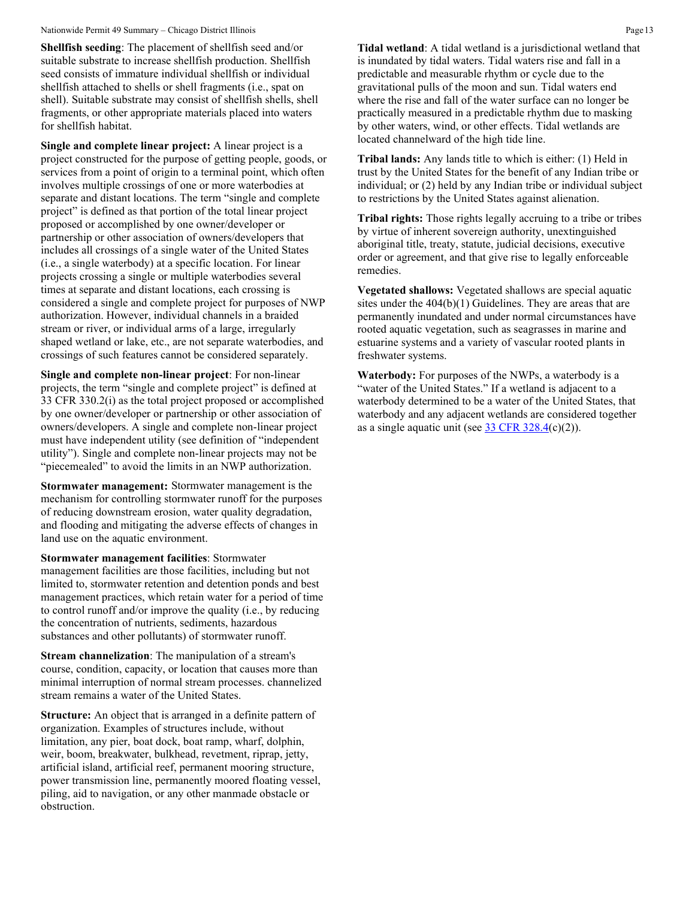**Shellfish seeding**: The placement of shellfish seed and/or suitable substrate to increase shellfish production. Shellfish seed consists of immature individual shellfish or individual shellfish attached to shells or shell fragments (i.e., spat on shell). Suitable substrate may consist of shellfish shells, shell fragments, or other appropriate materials placed into waters for shellfish habitat.

**Single and complete linear project:** A linear project is a project constructed for the purpose of getting people, goods, or services from a point of origin to a terminal point, which often involves multiple crossings of one or more waterbodies at separate and distant locations. The term "single and complete project" is defined as that portion of the total linear project proposed or accomplished by one owner/developer or partnership or other association of owners/developers that includes all crossings of a single water of the United States (i.e., a single waterbody) at a specific location. For linear projects crossing a single or multiple waterbodies several times at separate and distant locations, each crossing is considered a single and complete project for purposes of NWP authorization. However, individual channels in a braided stream or river, or individual arms of a large, irregularly shaped wetland or lake, etc., are not separate waterbodies, and crossings of such features cannot be considered separately.

**Single and complete non-linear project**: For non-linear projects, the term "single and complete project" is defined at 33 CFR 330.2(i) as the total project proposed or accomplished by one owner/developer or partnership or other association of owners/developers. A single and complete non-linear project must have independent utility (see definition of "independent utility"). Single and complete non-linear projects may not be "piecemealed" to avoid the limits in an NWP authorization.

**Stormwater management:** Stormwater management is the mechanism for controlling stormwater runoff for the purposes of reducing downstream erosion, water quality degradation, and flooding and mitigating the adverse effects of changes in land use on the aquatic environment.

**Stormwater management facilities**: Stormwater management facilities are those facilities, including but not limited to, stormwater retention and detention ponds and best management practices, which retain water for a period of time to control runoff and/or improve the quality (i.e., by reducing the concentration of nutrients, sediments, hazardous substances and other pollutants) of stormwater runoff.

**Stream channelization**: The manipulation of a stream's course, condition, capacity, or location that causes more than minimal interruption of normal stream processes. channelized stream remains a water of the United States.

**Structure:** An object that is arranged in a definite pattern of organization. Examples of structures include, without limitation, any pier, boat dock, boat ramp, wharf, dolphin, weir, boom, breakwater, bulkhead, revetment, riprap, jetty, artificial island, artificial reef, permanent mooring structure, power transmission line, permanently moored floating vessel, piling, aid to navigation, or any other manmade obstacle or obstruction.

**Tidal wetland**: A tidal wetland is a jurisdictional wetland that is inundated by tidal waters. Tidal waters rise and fall in a predictable and measurable rhythm or cycle due to the gravitational pulls of the moon and sun. Tidal waters end where the rise and fall of the water surface can no longer be practically measured in a predictable rhythm due to masking by other waters, wind, or other effects. Tidal wetlands are located channelward of the high tide line.

**Tribal lands:** Any lands title to which is either: (1) Held in trust by the United States for the benefit of any Indian tribe or individual; or (2) held by any Indian tribe or individual subject to restrictions by the United States against alienation.

**Tribal rights:** Those rights legally accruing to a tribe or tribes by virtue of inherent sovereign authority, unextinguished aboriginal title, treaty, statute, judicial decisions, executive order or agreement, and that give rise to legally enforceable remedies.

**Vegetated shallows:** Vegetated shallows are special aquatic sites under the 404(b)(1) Guidelines. They are areas that are permanently inundated and under normal circumstances have rooted aquatic vegetation, such as seagrasses in marine and estuarine systems and a variety of vascular rooted plants in freshwater systems.

**Waterbody:** For purposes of the NWPs, a waterbody is a "water of the United States." If a wetland is adjacent to a waterbody determined to be a water of the United States, that waterbody and any adjacent wetlands are considered together as a single aquatic unit (see 33 CFR 328.4(c)(2)).